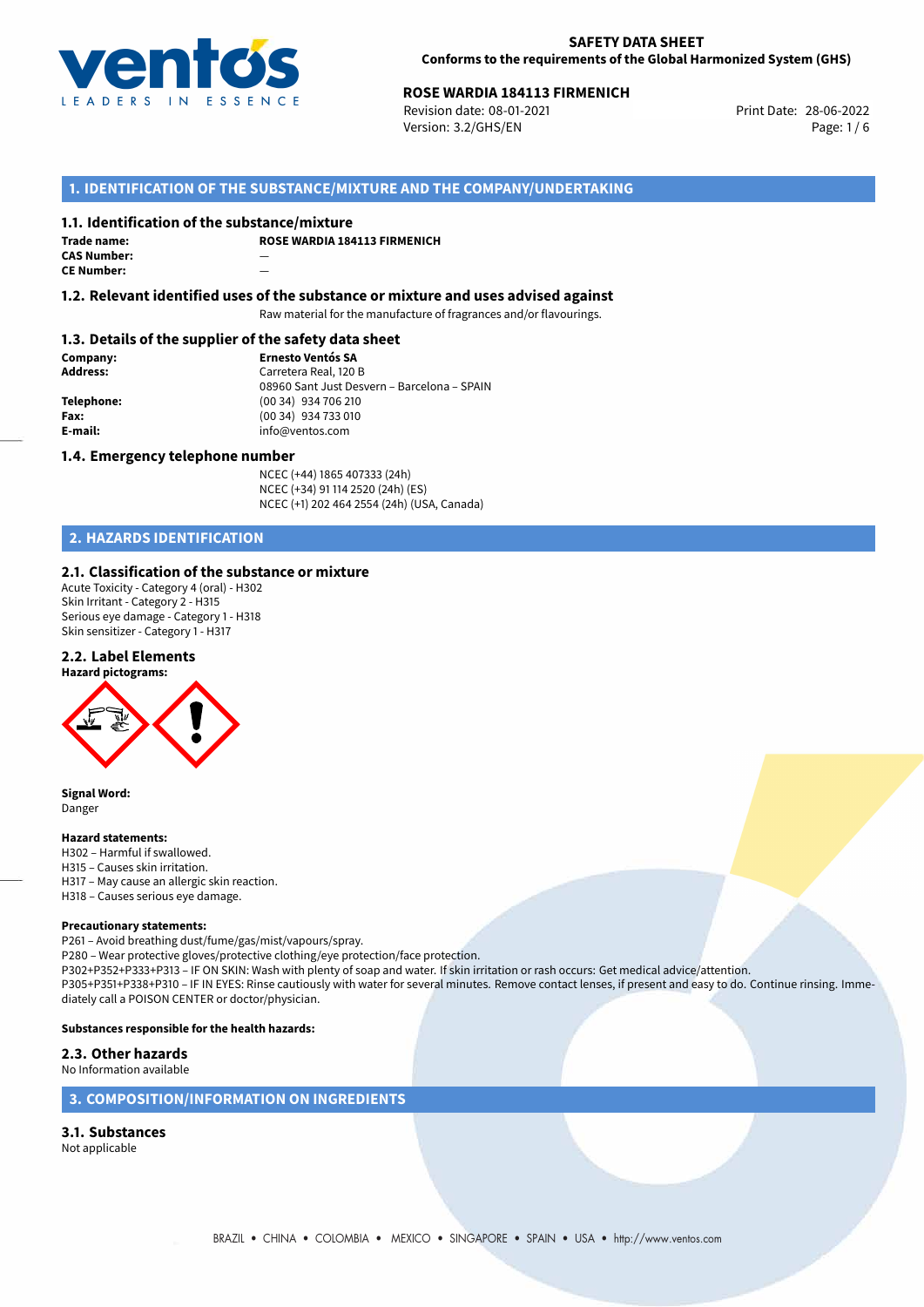**SAFETY DATA SHEET**
**Conforms to the requirements of the Global Harmonized System (GHS)**

**ROSE WARDIA 184113 FIRMENICH**
Revision date: 08-01-2021
Version: 3.2/GHS/EN
Print Date: 28-06-2022

## 1. IDENTIFICATION OF THE SUBSTANCE/MIXTURE AND THE COMPANY/UNDERTAKING

### 1.1. Identification of the substance/mixture

**Trade name:** **ROSE WARDIA 184113 FIRMENICH**
**CAS Number:** —
**CE Number:** —

### 1.2. Relevant identified uses of the substance or mixture and uses advised against

Raw material for the manufacture of fragrances and/or flavourings.

### 1.3. Details of the supplier of the safety data sheet

**Company:** **Ernesto Ventós SA**
**Address:** Carretera Real, 120 B
08960 Sant Just Desvern – Barcelona – SPAIN
**Telephone:** (00 34) 934 706 210
**Fax:** (00 34) 934 733 010
**E-mail:** info@ventos.com

### 1.4. Emergency telephone number

NCEC (+44) 1865 407333 (24h)
NCEC (+34) 91 114 2520 (24h) (ES)
NCEC (+1) 202 464 2554 (24h) (USA, Canada)

## 2. HAZARDS IDENTIFICATION

### 2.1. Classification of the substance or mixture

Acute Toxicity - Category 4 (oral) - H302
Skin Irritant - Category 2 - H315
Serious eye damage - Category 1 - H318
Skin sensitizer - Category 1 - H317

### 2.2. Label Elements

**Hazard pictograms:**

**Signal Word:**
Danger

**Hazard statements:**
H302 – Harmful if swallowed.
H315 – Causes skin irritation.
H317 – May cause an allergic skin reaction.
H318 – Causes serious eye damage.

**Precautionary statements:**
P261 – Avoid breathing dust/fume/gas/mist/vapours/spray.
P280 – Wear protective gloves/protective clothing/eye protection/face protection.
P302+P352+P333+P313 – IF ON SKIN: Wash with plenty of soap and water. If skin irritation or rash occurs: Get medical advice/attention.
P305+P351+P338+P310 – IF IN EYES: Rinse cautiously with water for several minutes. Remove contact lenses, if present and easy to do. Continue rinsing. Immediately call a POISON CENTER or doctor/physician.

**Substances responsible for the health hazards:**

### 2.3. Other hazards

No Information available

## 3. COMPOSITION/INFORMATION ON INGREDIENTS

### 3.1. Substances

Not applicable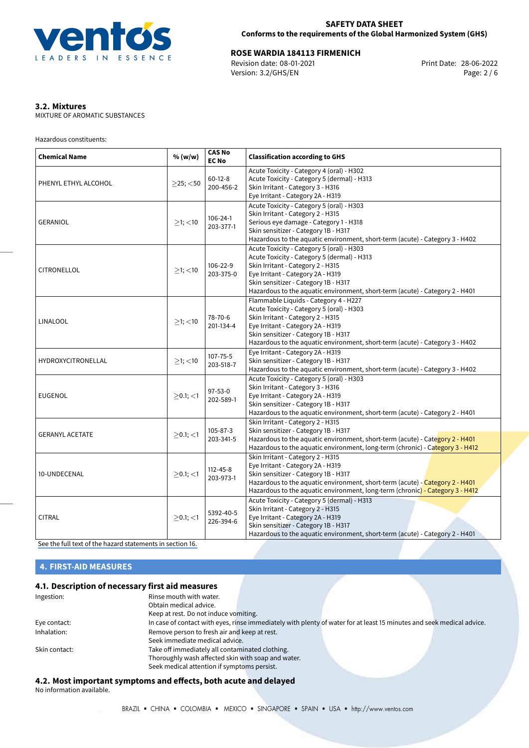### 3.2. Mixtures

MIXTURE OF AROMATIC SUBSTANCES

Hazardous constituents:

| Chemical Name | % (w/w) | CAS No<br>EC No | Classification according to GHS |
|---|---|---|---|
| PHENYL ETHYL ALCOHOL | ≥25; <50 | 60-12-8<br>200-456-2 | Acute Toxicity - Category 4 (oral) - H302<br>Acute Toxicity - Category 5 (dermal) - H313<br>Skin Irritant - Category 3 - H316<br>Eye Irritant - Category 2A - H319 |
| GERANIOL | ≥1; <10 | 106-24-1<br>203-377-1 | Acute Toxicity - Category 5 (oral) - H303<br>Skin Irritant - Category 2 - H315<br>Serious eye damage - Category 1 - H318<br>Skin sensitizer - Category 1B - H317<br>Hazardous to the aquatic environment, short-term (acute) - Category 3 - H402 |
| CITRONELLOL | ≥1; <10 | 106-22-9<br>203-375-0 | Acute Toxicity - Category 5 (oral) - H303<br>Acute Toxicity - Category 5 (dermal) - H313<br>Skin Irritant - Category 2 - H315<br>Eye Irritant - Category 2A - H319<br>Skin sensitizer - Category 1B - H317<br>Hazardous to the aquatic environment, short-term (acute) - Category 2 - H401 |
| LINALOOL | ≥1; <10 | 78-70-6<br>201-134-4 | Flammable Liquids - Category 4 - H227<br>Acute Toxicity - Category 5 (oral) - H303<br>Skin Irritant - Category 2 - H315<br>Eye Irritant - Category 2A - H319<br>Skin sensitizer - Category 1B - H317<br>Hazardous to the aquatic environment, short-term (acute) - Category 3 - H402 |
| HYDROXYCITRONELLAL | ≥1; <10 | 107-75-5<br>203-518-7 | Eye Irritant - Category 2A - H319<br>Skin sensitizer - Category 1B - H317<br>Hazardous to the aquatic environment, short-term (acute) - Category 3 - H402 |
| EUGENOL | ≥0.1; <1 | 97-53-0<br>202-589-1 | Acute Toxicity - Category 5 (oral) - H303<br>Skin Irritant - Category 3 - H316<br>Eye Irritant - Category 2A - H319<br>Skin sensitizer - Category 1B - H317<br>Hazardous to the aquatic environment, short-term (acute) - Category 2 - H401 |
| GERANYL ACETATE | ≥0.1; <1 | 105-87-3<br>203-341-5 | Skin Irritant - Category 2 - H315<br>Skin sensitizer - Category 1B - H317<br>Hazardous to the aquatic environment, short-term (acute) - Category 2 - H401<br>Hazardous to the aquatic environment, long-term (chronic) - Category 3 - H412 |
| 10-UNDECENAL | ≥0.1; <1 | 112-45-8<br>203-973-1 | Skin Irritant - Category 2 - H315<br>Eye Irritant - Category 2A - H319<br>Skin sensitizer - Category 1B - H317<br>Hazardous to the aquatic environment, short-term (acute) - Category 2 - H401<br>Hazardous to the aquatic environment, long-term (chronic) - Category 3 - H412 |
| CITRAL | ≥0.1; <1 | 5392-40-5<br>226-394-6 | Acute Toxicity - Category 5 (dermal) - H313<br>Skin Irritant - Category 2 - H315<br>Eye Irritant - Category 2A - H319<br>Skin sensitizer - Category 1B - H317<br>Hazardous to the aquatic environment, short-term (acute) - Category 2 - H401 |

See the full text of the hazard statements in section 16.

## 4. FIRST-AID MEASURES

### 4.1. Description of necessary first aid measures

| | |
|---|---|
| Ingestion: | Rinse mouth with water.<br>Obtain medical advice.<br>Keep at rest. Do not induce vomiting. |
| Eye contact: | In case of contact with eyes, rinse immediately with plenty of water for at least 15 minutes and seek medical advice. |
| Inhalation: | Remove person to fresh air and keep at rest.<br>Seek immediate medical advice. |
| Skin contact: | Take off immediately all contaminated clothing.<br>Thoroughly wash affected skin with soap and water.<br>Seek medical attention if symptoms persist. |

### 4.2. Most important symptoms and effects, both acute and delayed

No information available.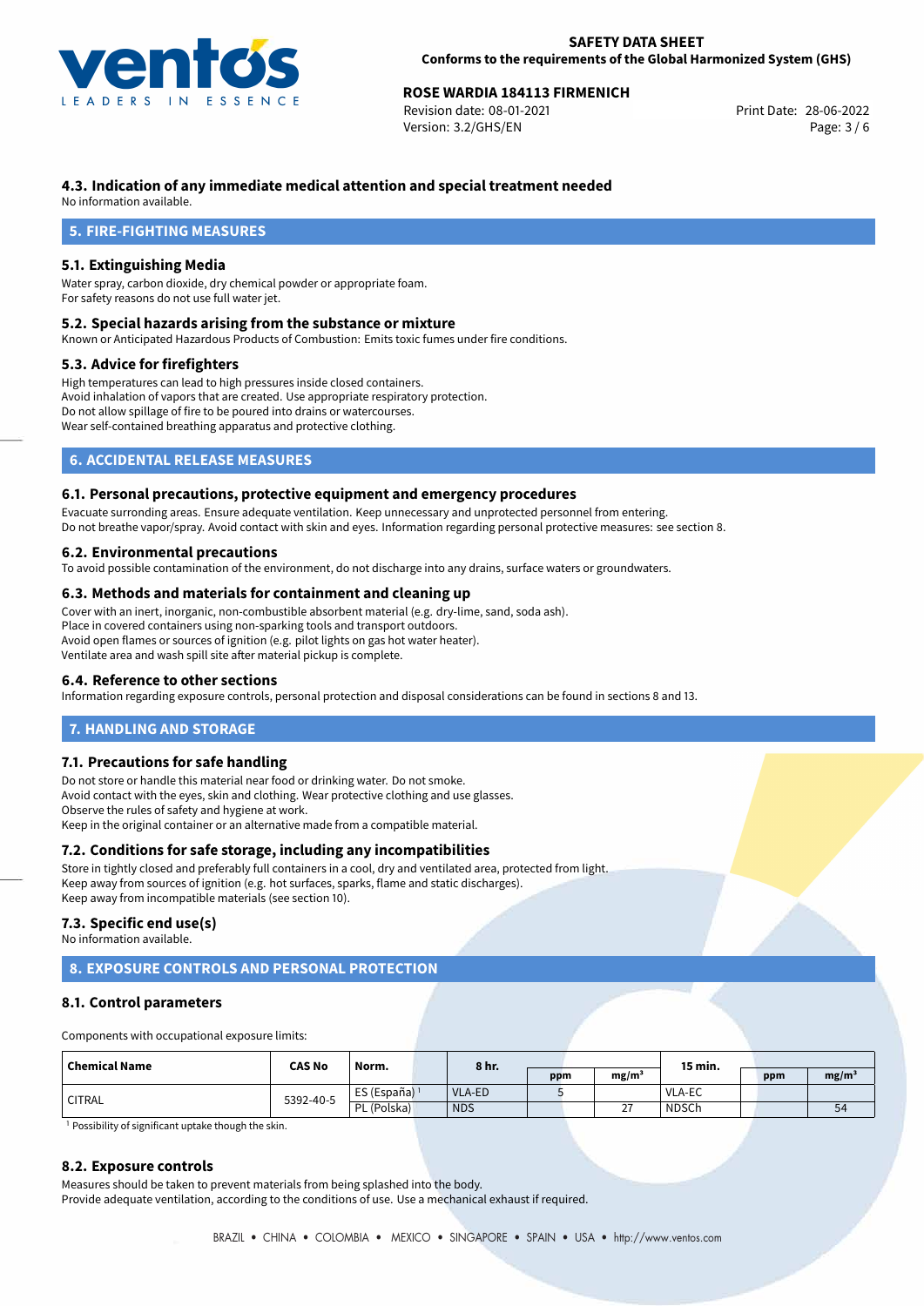### 4.3. Indication of any immediate medical attention and special treatment needed

No information available.

## 5. FIRE-FIGHTING MEASURES

### 5.1. Extinguishing Media

Water spray, carbon dioxide, dry chemical powder or appropriate foam.
For safety reasons do not use full water jet.

### 5.2. Special hazards arising from the substance or mixture

Known or Anticipated Hazardous Products of Combustion: Emits toxic fumes under fire conditions.

### 5.3. Advice for firefighters

High temperatures can lead to high pressures inside closed containers.
Avoid inhalation of vapors that are created. Use appropriate respiratory protection.
Do not allow spillage of fire to be poured into drains or watercourses.
Wear self-contained breathing apparatus and protective clothing.

## 6. ACCIDENTAL RELEASE MEASURES

### 6.1. Personal precautions, protective equipment and emergency procedures

Evacuate surronding areas. Ensure adequate ventilation. Keep unnecessary and unprotected personnel from entering.
Do not breathe vapor/spray. Avoid contact with skin and eyes. Information regarding personal protective measures: see section 8.

### 6.2. Environmental precautions

To avoid possible contamination of the environment, do not discharge into any drains, surface waters or groundwaters.

### 6.3. Methods and materials for containment and cleaning up

Cover with an inert, inorganic, non-combustible absorbent material (e.g. dry-lime, sand, soda ash).
Place in covered containers using non-sparking tools and transport outdoors.
Avoid open flames or sources of ignition (e.g. pilot lights on gas hot water heater).
Ventilate area and wash spill site after material pickup is complete.

### 6.4. Reference to other sections

Information regarding exposure controls, personal protection and disposal considerations can be found in sections 8 and 13.

## 7. HANDLING AND STORAGE

### 7.1. Precautions for safe handling

Do not store or handle this material near food or drinking water. Do not smoke.
Avoid contact with the eyes, skin and clothing. Wear protective clothing and use glasses.
Observe the rules of safety and hygiene at work.
Keep in the original container or an alternative made from a compatible material.

### 7.2. Conditions for safe storage, including any incompatibilities

Store in tightly closed and preferably full containers in a cool, dry and ventilated area, protected from light.
Keep away from sources of ignition (e.g. hot surfaces, sparks, flame and static discharges).
Keep away from incompatible materials (see section 10).

### 7.3. Specific end use(s)

No information available.

## 8. EXPOSURE CONTROLS AND PERSONAL PROTECTION

### 8.1. Control parameters

Components with occupational exposure limits:

| Chemical Name | CAS No | Norm. | 8 hr. | | | 15 min. | | |
|---|---|---|---|---|---|---|---|---|
| | | | | ppm | mg/m³ | | ppm | mg/m³ |
| CITRAL | 5392-40-5 | ES (España) [1] | VLA-ED | 5 | | VLA-EC | | |
| | | PL (Polska) | NDS | | 27 | NDSCh | | 54 |

[1] Possibility of significant uptake though the skin.

### 8.2. Exposure controls

Measures should be taken to prevent materials from being splashed into the body.
Provide adequate ventilation, according to the conditions of use. Use a mechanical exhaust if required.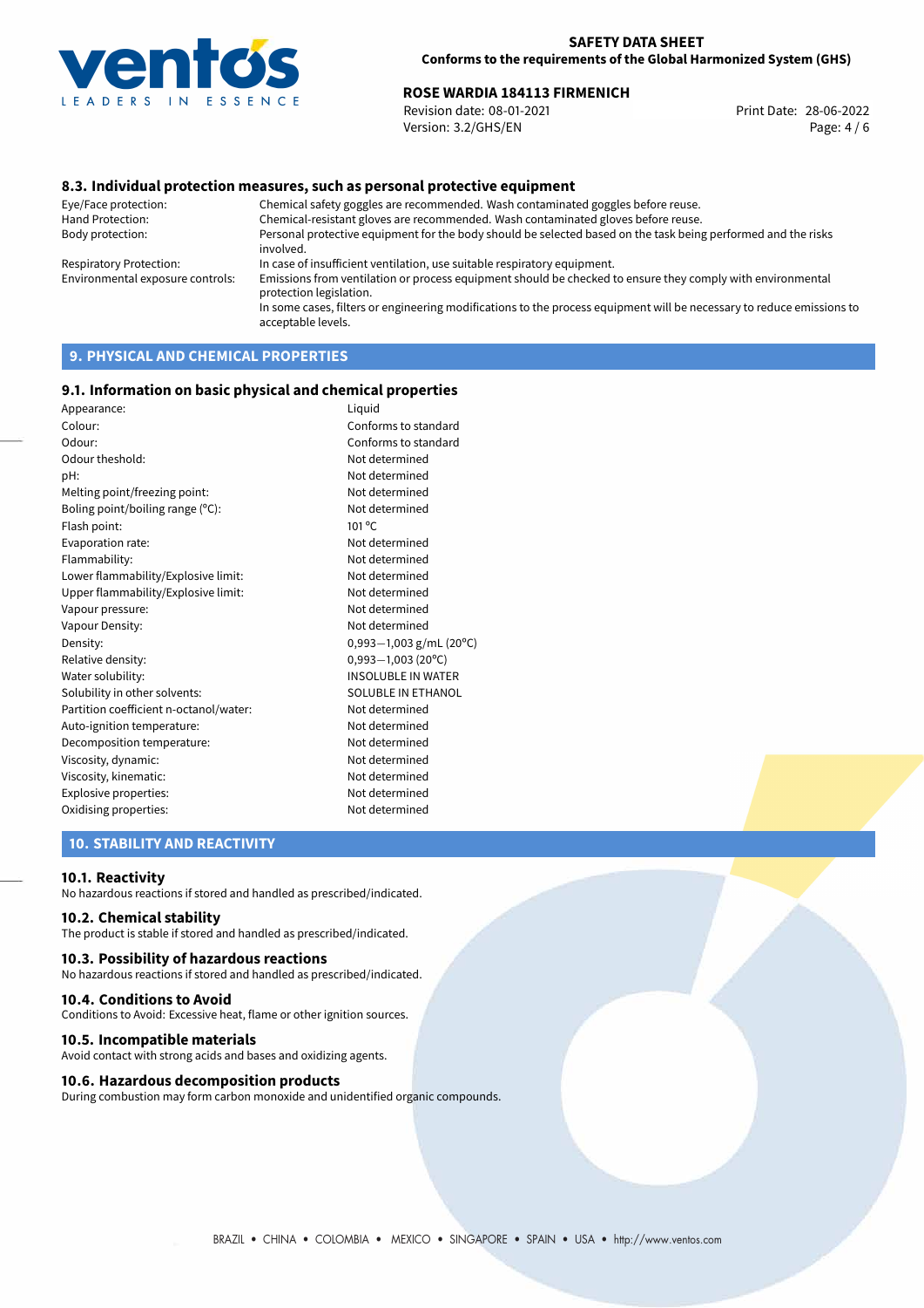### 8.3. Individual protection measures, such as personal protective equipment

| | |
|---|---|
| Eye/Face protection: | Chemical safety goggles are recommended. Wash contaminated goggles before reuse. |
| Hand Protection: | Chemical-resistant gloves are recommended. Wash contaminated gloves before reuse. |
| Body protection: | Personal protective equipment for the body should be selected based on the task being performed and the risks involved. |
| Respiratory Protection: | In case of insufficient ventilation, use suitable respiratory equipment. |
| Environmental exposure controls: | Emissions from ventilation or process equipment should be checked to ensure they comply with environmental protection legislation. In some cases, filters or engineering modifications to the process equipment will be necessary to reduce emissions to acceptable levels. |

## 9. PHYSICAL AND CHEMICAL PROPERTIES

### 9.1. Information on basic physical and chemical properties

| | |
|---|---|
| Appearance: | Liquid |
| Colour: | Conforms to standard |
| Odour: | Conforms to standard |
| Odour theshold: | Not determined |
| pH: | Not determined |
| Melting point/freezing point: | Not determined |
| Boling point/boiling range (°C): | Not determined |
| Flash point: | 101 °C |
| Evaporation rate: | Not determined |
| Flammability: | Not determined |
| Lower flammability/Explosive limit: | Not determined |
| Upper flammability/Explosive limit: | Not determined |
| Vapour pressure: | Not determined |
| Vapour Density: | Not determined |
| Density: | 0,993−1,003 g/mL (20°C) |
| Relative density: | 0,993−1,003 (20°C) |
| Water solubility: | INSOLUBLE IN WATER |
| Solubility in other solvents: | SOLUBLE IN ETHANOL |
| Partition coefficient n-octanol/water: | Not determined |
| Auto-ignition temperature: | Not determined |
| Decomposition temperature: | Not determined |
| Viscosity, dynamic: | Not determined |
| Viscosity, kinematic: | Not determined |
| Explosive properties: | Not determined |
| Oxidising properties: | Not determined |

## 10. STABILITY AND REACTIVITY

### 10.1. Reactivity

No hazardous reactions if stored and handled as prescribed/indicated.

### 10.2. Chemical stability

The product is stable if stored and handled as prescribed/indicated.

### 10.3. Possibility of hazardous reactions

No hazardous reactions if stored and handled as prescribed/indicated.

### 10.4. Conditions to Avoid

Conditions to Avoid: Excessive heat, flame or other ignition sources.

### 10.5. Incompatible materials

Avoid contact with strong acids and bases and oxidizing agents.

### 10.6. Hazardous decomposition products

During combustion may form carbon monoxide and unidentified organic compounds.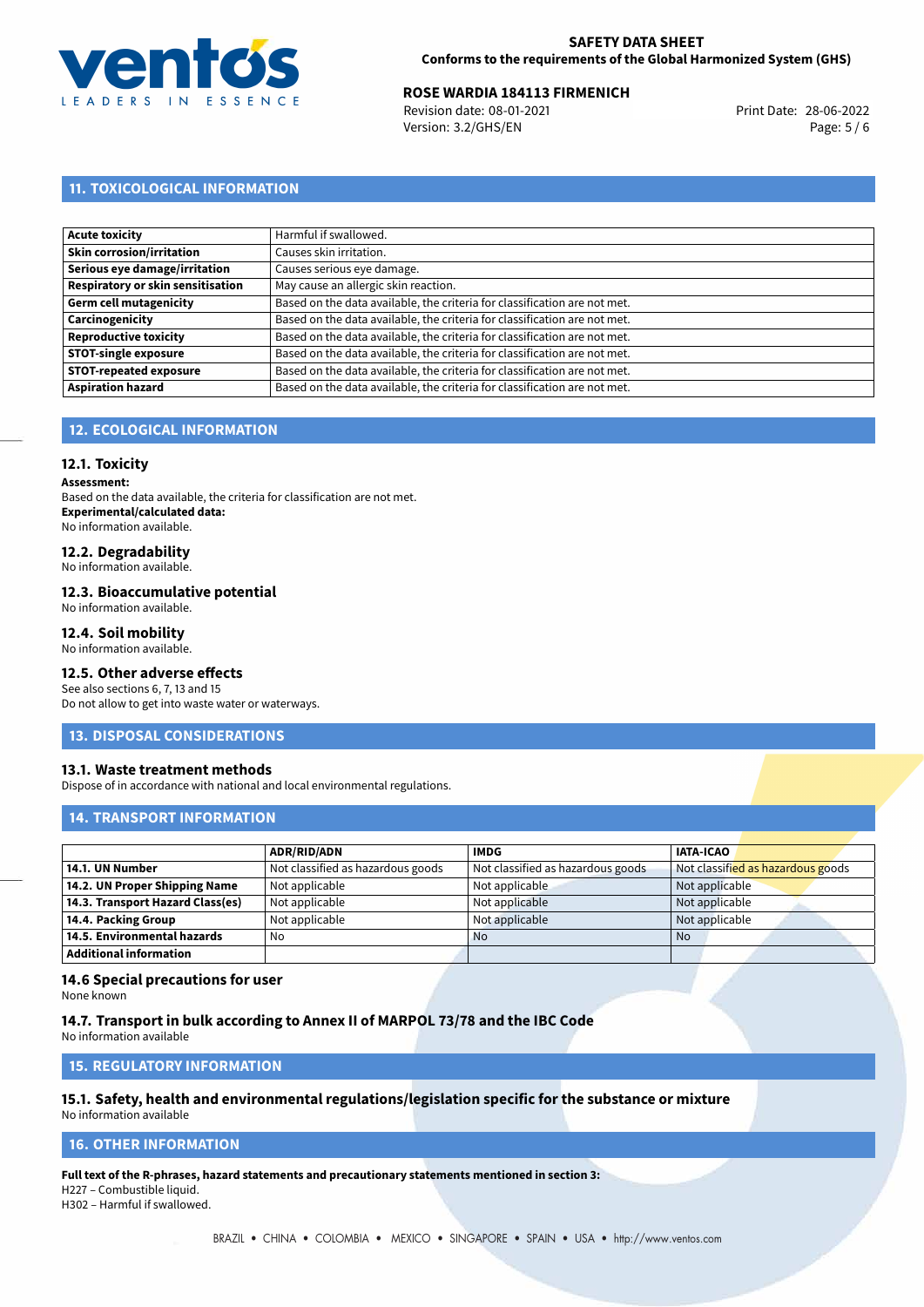## 11. TOXICOLOGICAL INFORMATION

| | |
|---|---|
| **Acute toxicity** | Harmful if swallowed. |
| **Skin corrosion/irritation** | Causes skin irritation. |
| **Serious eye damage/irritation** | Causes serious eye damage. |
| **Respiratory or skin sensitisation** | May cause an allergic skin reaction. |
| **Germ cell mutagenicity** | Based on the data available, the criteria for classification are not met. |
| **Carcinogenicity** | Based on the data available, the criteria for classification are not met. |
| **Reproductive toxicity** | Based on the data available, the criteria for classification are not met. |
| **STOT-single exposure** | Based on the data available, the criteria for classification are not met. |
| **STOT-repeated exposure** | Based on the data available, the criteria for classification are not met. |
| **Aspiration hazard** | Based on the data available, the criteria for classification are not met. |

## 12. ECOLOGICAL INFORMATION

### 12.1. Toxicity

**Assessment:**
Based on the data available, the criteria for classification are not met.
**Experimental/calculated data:**
No information available.

### 12.2. Degradability

No information available.

### 12.3. Bioaccumulative potential

No information available.

### 12.4. Soil mobility

No information available.

### 12.5. Other adverse effects

See also sections 6, 7, 13 and 15
Do not allow to get into waste water or waterways.

## 13. DISPOSAL CONSIDERATIONS

### 13.1. Waste treatment methods

Dispose of in accordance with national and local environmental regulations.

## 14. TRANSPORT INFORMATION

| | ADR/RID/ADN | IMDG | IATA-ICAO |
|---|---|---|---|
| **14.1. UN Number** | Not classified as hazardous goods | Not classified as hazardous goods | Not classified as hazardous goods |
| **14.2. UN Proper Shipping Name** | Not applicable | Not applicable | Not applicable |
| **14.3. Transport Hazard Class(es)** | Not applicable | Not applicable | Not applicable |
| **14.4. Packing Group** | Not applicable | Not applicable | Not applicable |
| **14.5. Environmental hazards** | No | No | No |
| **Additional information** | | | |

### 14.6 Special precautions for user

None known

### 14.7. Transport in bulk according to Annex II of MARPOL 73/78 and the IBC Code

No information available

## 15. REGULATORY INFORMATION

### 15.1. Safety, health and environmental regulations/legislation specific for the substance or mixture

No information available

## 16. OTHER INFORMATION

**Full text of the R-phrases, hazard statements and precautionary statements mentioned in section 3:**
H227 – Combustible liquid.
H302 – Harmful if swallowed.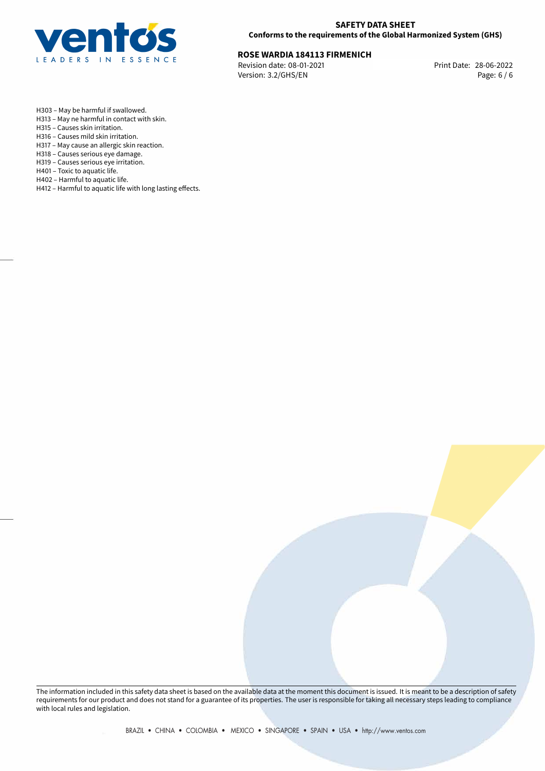H303 – May be harmful if swallowed.
H313 – May ne harmful in contact with skin.
H315 – Causes skin irritation.
H316 – Causes mild skin irritation.
H317 – May cause an allergic skin reaction.
H318 – Causes serious eye damage.
H319 – Causes serious eye irritation.
H401 – Toxic to aquatic life.
H402 – Harmful to aquatic life.
H412 – Harmful to aquatic life with long lasting effects.

The information included in this safety data sheet is based on the available data at the moment this document is issued. It is meant to be a description of safety requirements for our product and does not stand for a guarantee of its properties. The user is responsible for taking all necessary steps leading to compliance with local rules and legislation.